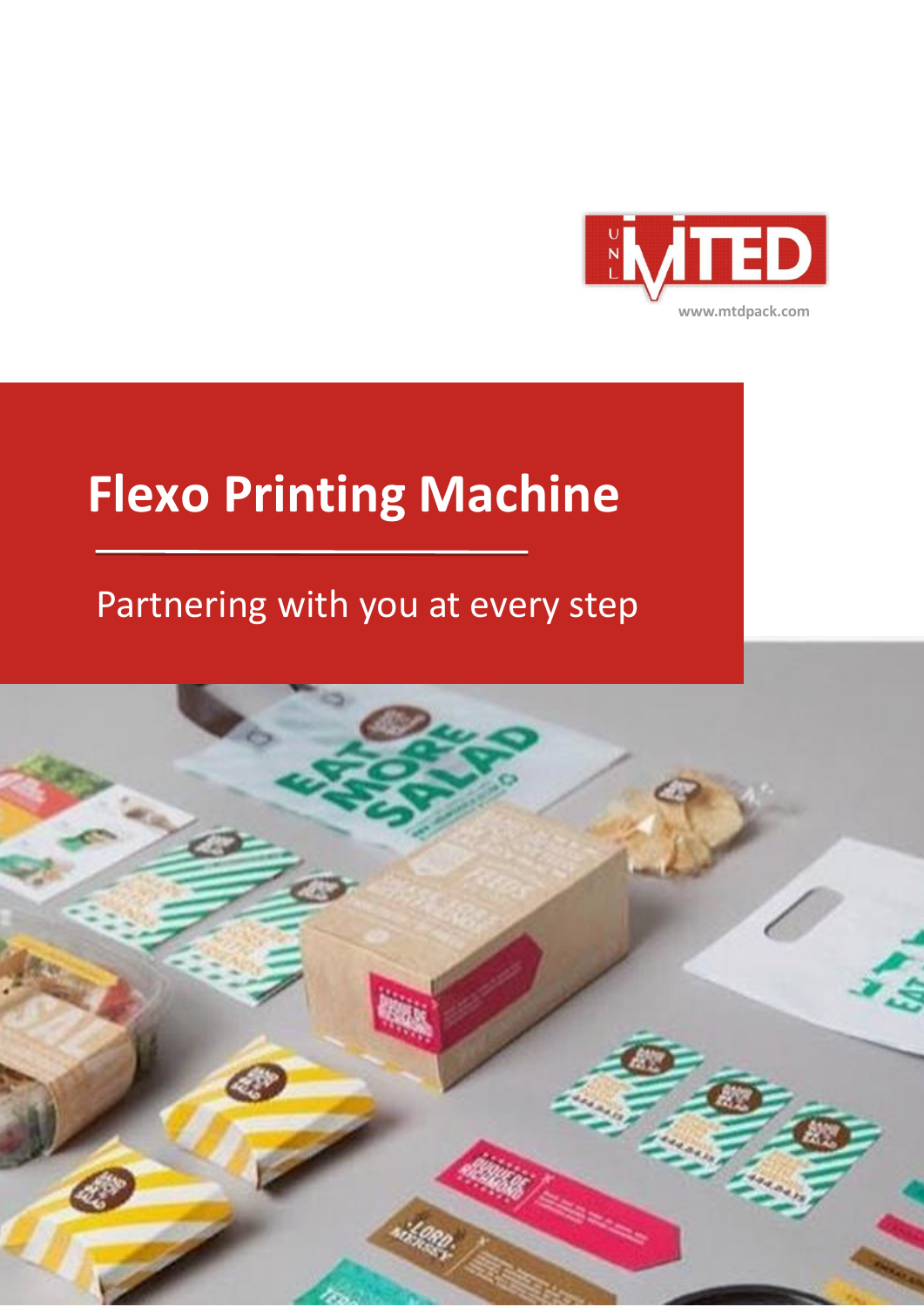UNLIMITED

www.mtdpack.com

# Flexo Printing Machine

Partnering with you at every step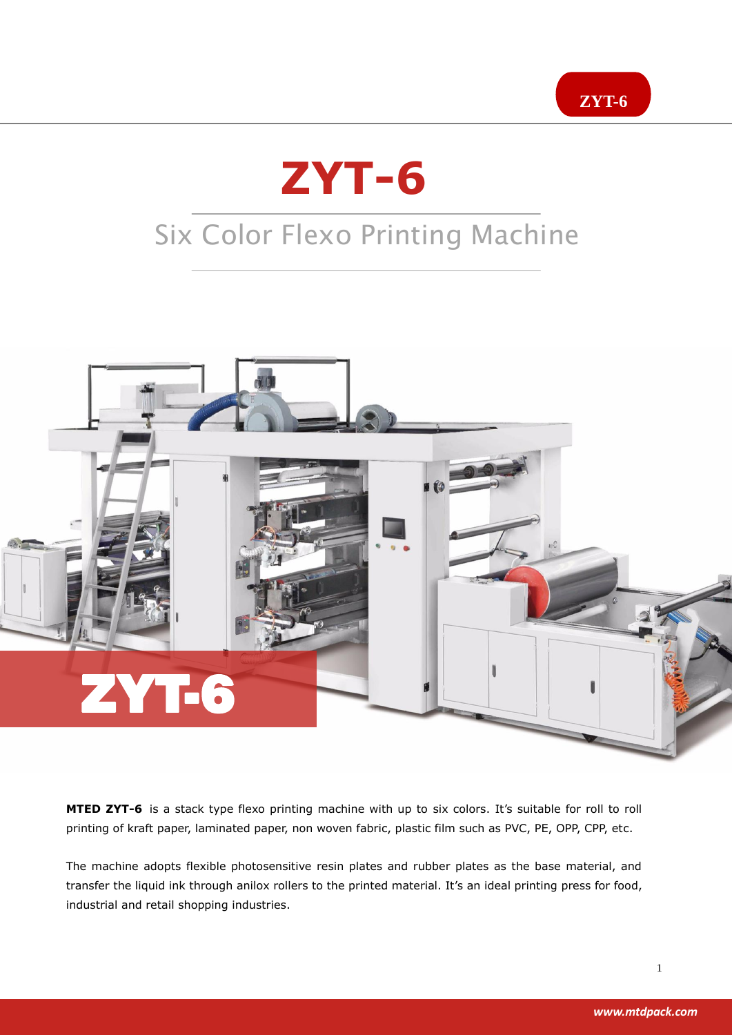# ZYT-6

## Six Color Flexo Printing Machine

**MTED ZYT-6** is a stack type flexo printing machine with up to six colors. It's suitable for roll to roll printing of kraft paper, laminated paper, non woven fabric, plastic film such as PVC, PE, OPP, CPP, etc.

The machine adopts flexible photosensitive resin plates and rubber plates as the base material, and transfer the liquid ink through anilox rollers to the printed material. It's an ideal printing press for food, industrial and retail shopping industries.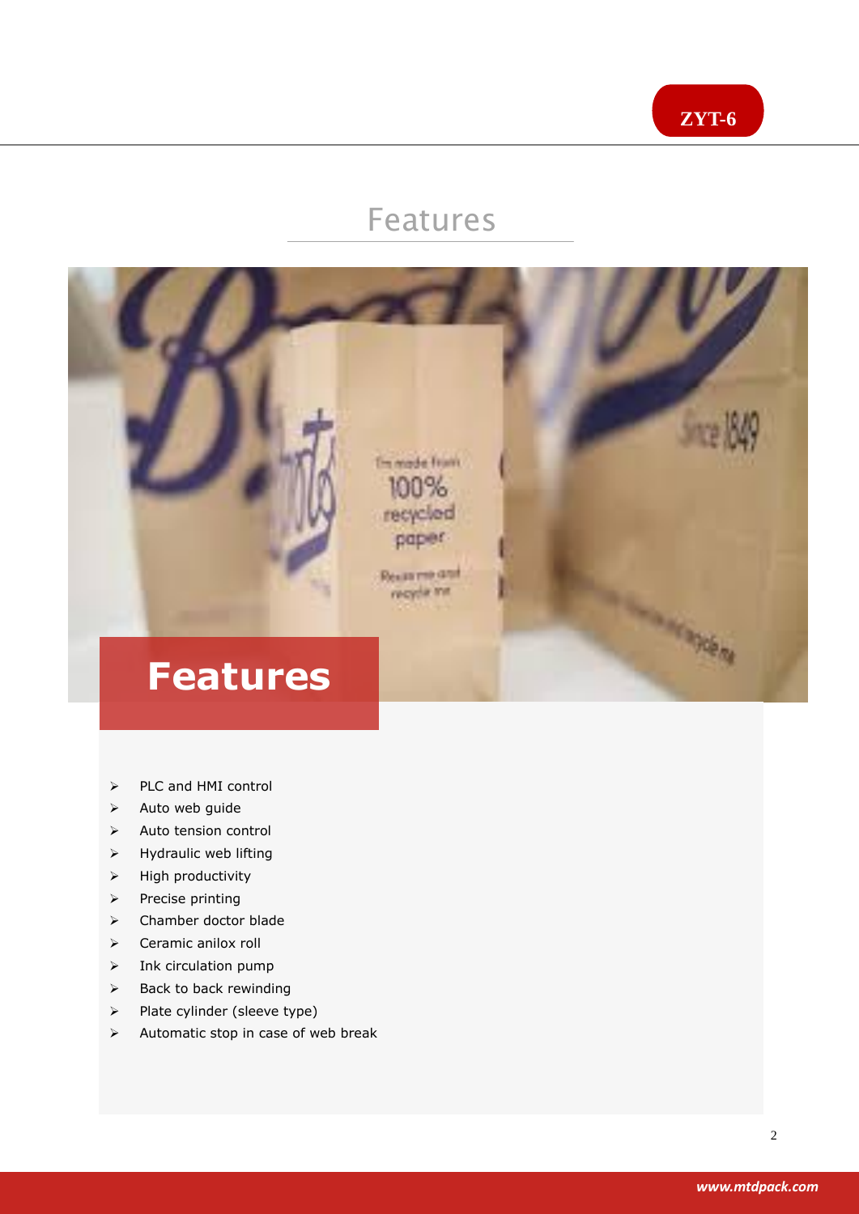# Features

## Features

- PLC and HMI control
- Auto web guide
- Auto tension control
- Hydraulic web lifting
- High productivity
- Precise printing
- Chamber doctor blade
- Ceramic anilox roll
- Ink circulation pump
- Back to back rewinding
- Plate cylinder (sleeve type)
- Automatic stop in case of web break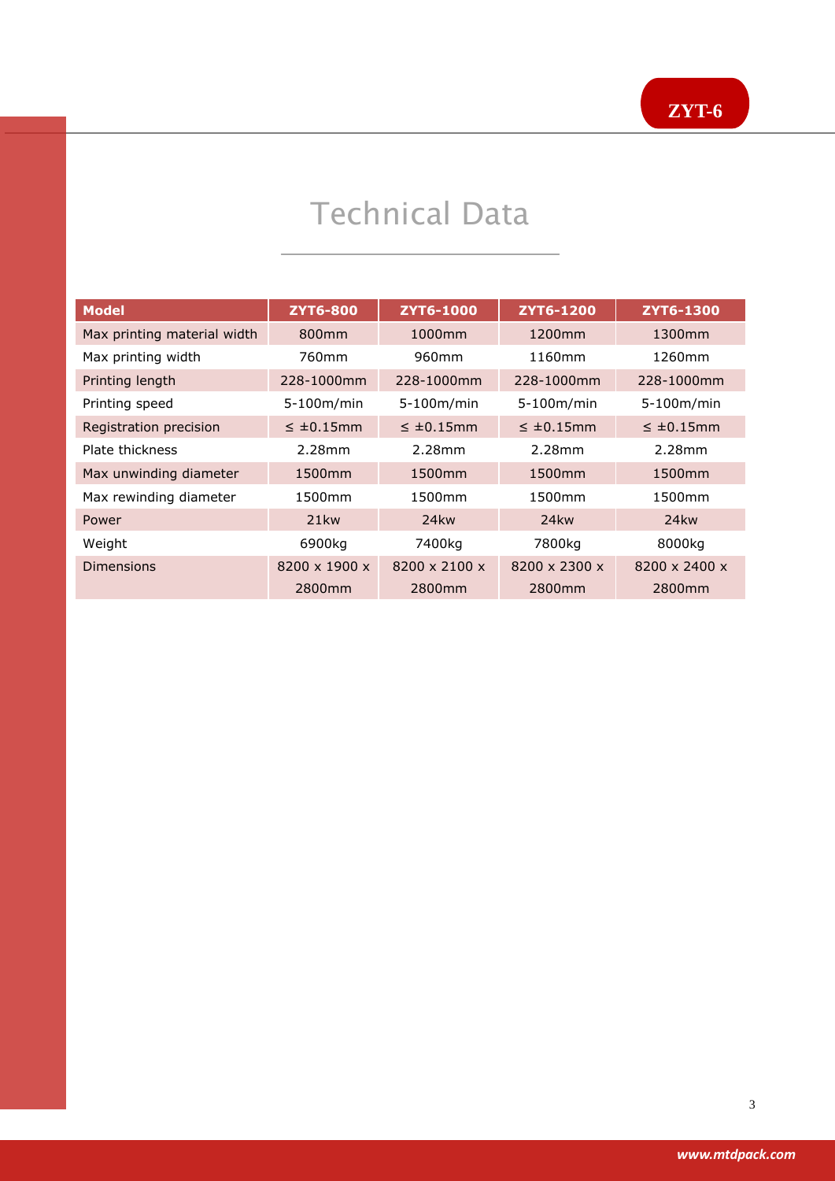# Technical Data

| Model | ZYT6-800 | ZYT6-1000 | ZYT6-1200 | ZYT6-1300 |
|---|---|---|---|---|
| Max printing material width | 800mm | 1000mm | 1200mm | 1300mm |
| Max printing width | 760mm | 960mm | 1160mm | 1260mm |
| Printing length | 228-1000mm | 228-1000mm | 228-1000mm | 228-1000mm |
| Printing speed | 5-100m/min | 5-100m/min | 5-100m/min | 5-100m/min |
| Registration precision | $\leq \pm 0.15$mm | $\leq \pm 0.15$mm | $\leq \pm 0.15$mm | $\leq \pm 0.15$mm |
| Plate thickness | 2.28mm | 2.28mm | 2.28mm | 2.28mm |
| Max unwinding diameter | 1500mm | 1500mm | 1500mm | 1500mm |
| Max rewinding diameter | 1500mm | 1500mm | 1500mm | 1500mm |
| Power | 21kw | 24kw | 24kw | 24kw |
| Weight | 6900kg | 7400kg | 7800kg | 8000kg |
| Dimensions | 8200 x 1900 x 2800mm | 8200 x 2100 x 2800mm | 8200 x 2300 x 2800mm | 8200 x 2400 x 2800mm |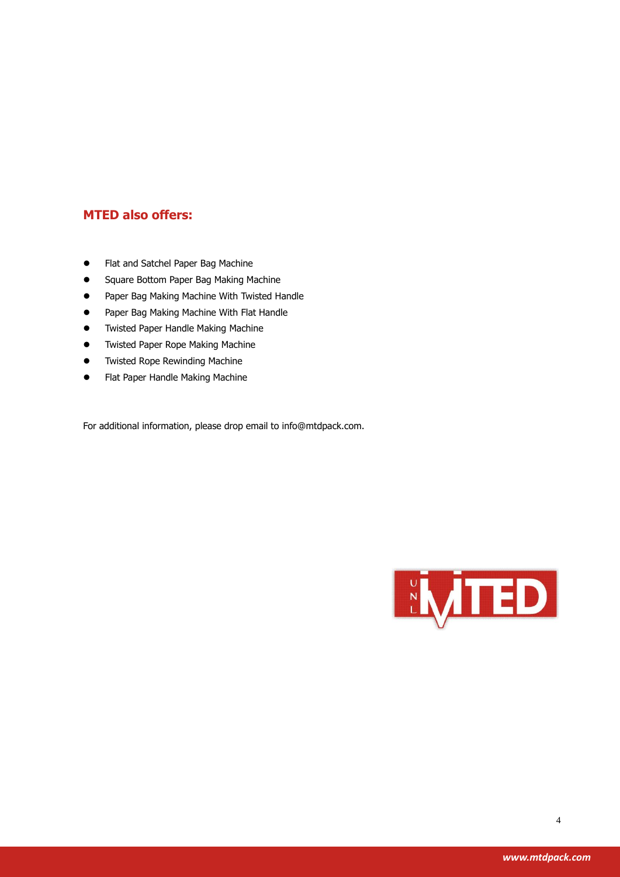## MTED also offers:

- Flat and Satchel Paper Bag Machine
- Square Bottom Paper Bag Making Machine
- Paper Bag Making Machine With Twisted Handle
- Paper Bag Making Machine With Flat Handle
- Twisted Paper Handle Making Machine
- Twisted Paper Rope Making Machine
- Twisted Rope Rewinding Machine
- Flat Paper Handle Making Machine

For additional information, please drop email to info@mtdpack.com.